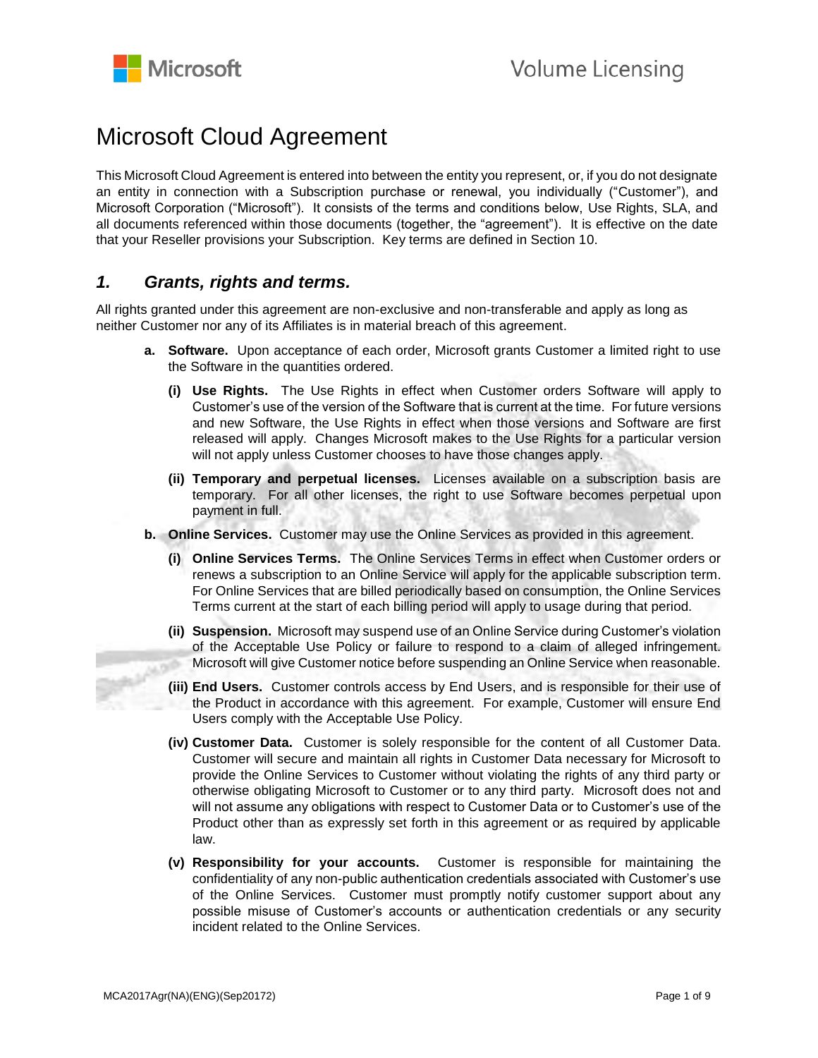# Microsoft Cloud Agreement

This Microsoft Cloud Agreement is entered into between the entity you represent, or, if you do not designate an entity in connection with a Subscription purchase or renewal, you individually ("Customer"), and Microsoft Corporation ("Microsoft"). It consists of the terms and conditions below, Use Rights, SLA, and all documents referenced within those documents (together, the "agreement"). It is effective on the date that your Reseller provisions your Subscription. Key terms are defined in Section 10.

## *1. Grants, rights and terms.*

All rights granted under this agreement are non-exclusive and non-transferable and apply as long as neither Customer nor any of its Affiliates is in material breach of this agreement.

**a. Software.** Upon acceptance of each order, Microsoft grants Customer a limited right to use the Software in the quantities ordered.

**(i) Use Rights.** The Use Rights in effect when Customer orders Software will apply to Customer's use of the version of the Software that is current at the time. For future versions and new Software, the Use Rights in effect when those versions and Software are first released will apply. Changes Microsoft makes to the Use Rights for a particular version will not apply unless Customer chooses to have those changes apply.

**(ii) Temporary and perpetual licenses.** Licenses available on a subscription basis are temporary. For all other licenses, the right to use Software becomes perpetual upon payment in full.

**b. Online Services.** Customer may use the Online Services as provided in this agreement.

**(i) Online Services Terms.** The Online Services Terms in effect when Customer orders or renews a subscription to an Online Service will apply for the applicable subscription term. For Online Services that are billed periodically based on consumption, the Online Services Terms current at the start of each billing period will apply to usage during that period.

**(ii) Suspension.** Microsoft may suspend use of an Online Service during Customer's violation of the Acceptable Use Policy or failure to respond to a claim of alleged infringement. Microsoft will give Customer notice before suspending an Online Service when reasonable.

**(iii) End Users.** Customer controls access by End Users, and is responsible for their use of the Product in accordance with this agreement. For example, Customer will ensure End Users comply with the Acceptable Use Policy.

**(iv) Customer Data.** Customer is solely responsible for the content of all Customer Data. Customer will secure and maintain all rights in Customer Data necessary for Microsoft to provide the Online Services to Customer without violating the rights of any third party or otherwise obligating Microsoft to Customer or to any third party. Microsoft does not and will not assume any obligations with respect to Customer Data or to Customer's use of the Product other than as expressly set forth in this agreement or as required by applicable law.

**(v) Responsibility for your accounts.** Customer is responsible for maintaining the confidentiality of any non-public authentication credentials associated with Customer's use of the Online Services. Customer must promptly notify customer support about any possible misuse of Customer's accounts or authentication credentials or any security incident related to the Online Services.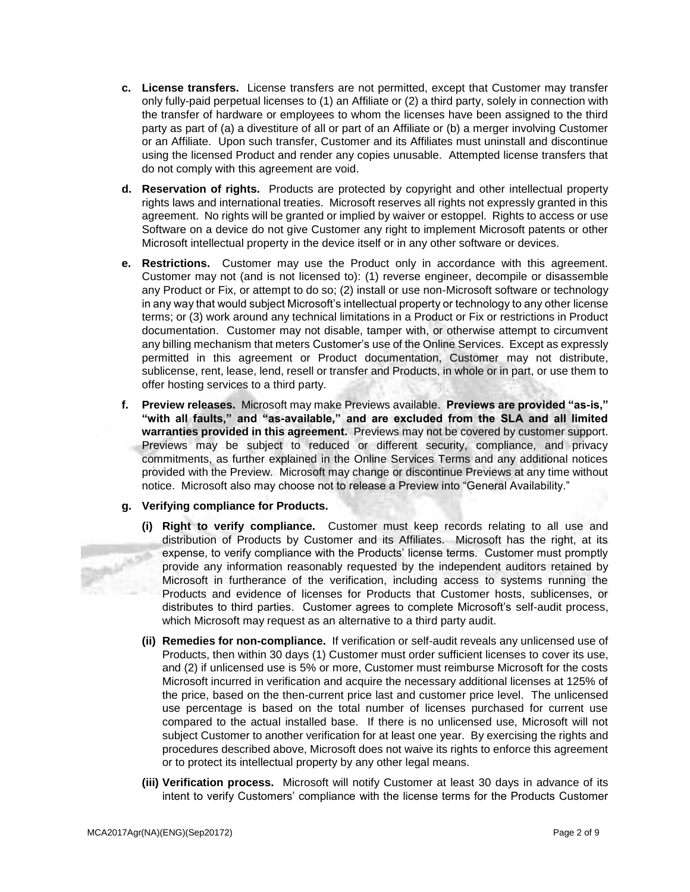**c. License transfers.** License transfers are not permitted, except that Customer may transfer only fully-paid perpetual licenses to (1) an Affiliate or (2) a third party, solely in connection with the transfer of hardware or employees to whom the licenses have been assigned to the third party as part of (a) a divestiture of all or part of an Affiliate or (b) a merger involving Customer or an Affiliate. Upon such transfer, Customer and its Affiliates must uninstall and discontinue using the licensed Product and render any copies unusable. Attempted license transfers that do not comply with this agreement are void.

**d. Reservation of rights.** Products are protected by copyright and other intellectual property rights laws and international treaties. Microsoft reserves all rights not expressly granted in this agreement. No rights will be granted or implied by waiver or estoppel. Rights to access or use Software on a device do not give Customer any right to implement Microsoft patents or other Microsoft intellectual property in the device itself or in any other software or devices.

**e. Restrictions.** Customer may use the Product only in accordance with this agreement. Customer may not (and is not licensed to): (1) reverse engineer, decompile or disassemble any Product or Fix, or attempt to do so; (2) install or use non-Microsoft software or technology in any way that would subject Microsoft's intellectual property or technology to any other license terms; or (3) work around any technical limitations in a Product or Fix or restrictions in Product documentation. Customer may not disable, tamper with, or otherwise attempt to circumvent any billing mechanism that meters Customer's use of the Online Services. Except as expressly permitted in this agreement or Product documentation, Customer may not distribute, sublicense, rent, lease, lend, resell or transfer and Products, in whole or in part, or use them to offer hosting services to a third party.

**f. Preview releases.** Microsoft may make Previews available. **Previews are provided "as-is," "with all faults," and "as-available," and are excluded from the SLA and all limited warranties provided in this agreement.** Previews may not be covered by customer support. Previews may be subject to reduced or different security, compliance, and privacy commitments, as further explained in the Online Services Terms and any additional notices provided with the Preview. Microsoft may change or discontinue Previews at any time without notice. Microsoft also may choose not to release a Preview into "General Availability."

**g. Verifying compliance for Products.**

**(i) Right to verify compliance.** Customer must keep records relating to all use and distribution of Products by Customer and its Affiliates. Microsoft has the right, at its expense, to verify compliance with the Products' license terms. Customer must promptly provide any information reasonably requested by the independent auditors retained by Microsoft in furtherance of the verification, including access to systems running the Products and evidence of licenses for Products that Customer hosts, sublicenses, or distributes to third parties. Customer agrees to complete Microsoft's self-audit process, which Microsoft may request as an alternative to a third party audit.

**(ii) Remedies for non-compliance.** If verification or self-audit reveals any unlicensed use of Products, then within 30 days (1) Customer must order sufficient licenses to cover its use, and (2) if unlicensed use is 5% or more, Customer must reimburse Microsoft for the costs Microsoft incurred in verification and acquire the necessary additional licenses at 125% of the price, based on the then-current price last and customer price level. The unlicensed use percentage is based on the total number of licenses purchased for current use compared to the actual installed base. If there is no unlicensed use, Microsoft will not subject Customer to another verification for at least one year. By exercising the rights and procedures described above, Microsoft does not waive its rights to enforce this agreement or to protect its intellectual property by any other legal means.

**(iii) Verification process.** Microsoft will notify Customer at least 30 days in advance of its intent to verify Customers' compliance with the license terms for the Products Customer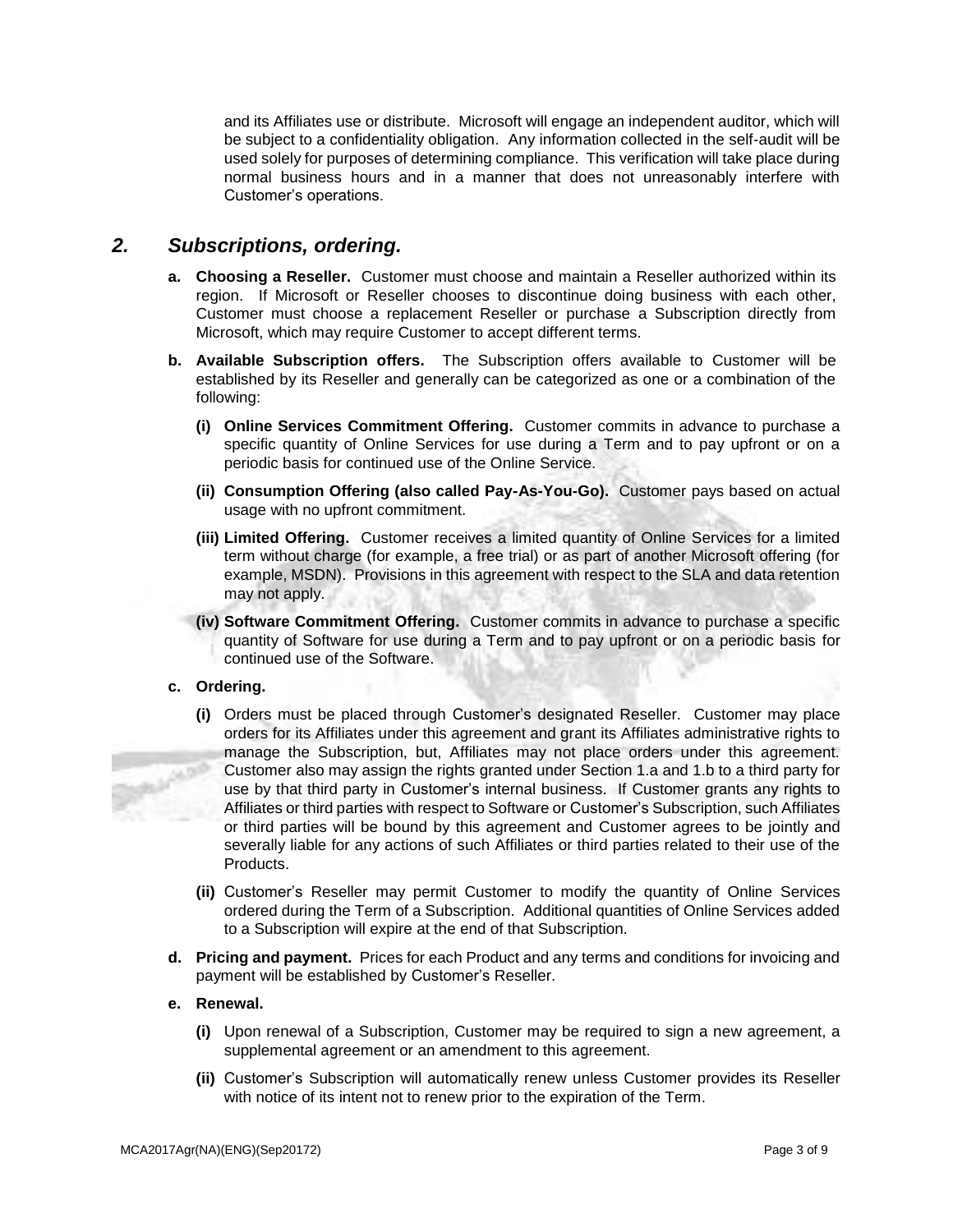and its Affiliates use or distribute. Microsoft will engage an independent auditor, which will be subject to a confidentiality obligation. Any information collected in the self-audit will be used solely for purposes of determining compliance. This verification will take place during normal business hours and in a manner that does not unreasonably interfere with Customer's operations.

## *2. Subscriptions, ordering.*

**a. Choosing a Reseller.** Customer must choose and maintain a Reseller authorized within its region. If Microsoft or Reseller chooses to discontinue doing business with each other, Customer must choose a replacement Reseller or purchase a Subscription directly from Microsoft, which may require Customer to accept different terms.

**b. Available Subscription offers.** The Subscription offers available to Customer will be established by its Reseller and generally can be categorized as one or a combination of the following:

- **(i) Online Services Commitment Offering.** Customer commits in advance to purchase a specific quantity of Online Services for use during a Term and to pay upfront or on a periodic basis for continued use of the Online Service.
- **(ii) Consumption Offering (also called Pay-As-You-Go).** Customer pays based on actual usage with no upfront commitment.
- **(iii) Limited Offering.** Customer receives a limited quantity of Online Services for a limited term without charge (for example, a free trial) or as part of another Microsoft offering (for example, MSDN). Provisions in this agreement with respect to the SLA and data retention may not apply.
- **(iv) Software Commitment Offering.** Customer commits in advance to purchase a specific quantity of Software for use during a Term and to pay upfront or on a periodic basis for continued use of the Software.

**c. Ordering.**

- **(i)** Orders must be placed through Customer's designated Reseller. Customer may place orders for its Affiliates under this agreement and grant its Affiliates administrative rights to manage the Subscription, but, Affiliates may not place orders under this agreement. Customer also may assign the rights granted under Section 1.a and 1.b to a third party for use by that third party in Customer's internal business. If Customer grants any rights to Affiliates or third parties with respect to Software or Customer's Subscription, such Affiliates or third parties will be bound by this agreement and Customer agrees to be jointly and severally liable for any actions of such Affiliates or third parties related to their use of the Products.
- **(ii)** Customer's Reseller may permit Customer to modify the quantity of Online Services ordered during the Term of a Subscription. Additional quantities of Online Services added to a Subscription will expire at the end of that Subscription.

**d. Pricing and payment.** Prices for each Product and any terms and conditions for invoicing and payment will be established by Customer's Reseller.

**e. Renewal.**

- **(i)** Upon renewal of a Subscription, Customer may be required to sign a new agreement, a supplemental agreement or an amendment to this agreement.
- **(ii)** Customer's Subscription will automatically renew unless Customer provides its Reseller with notice of its intent not to renew prior to the expiration of the Term.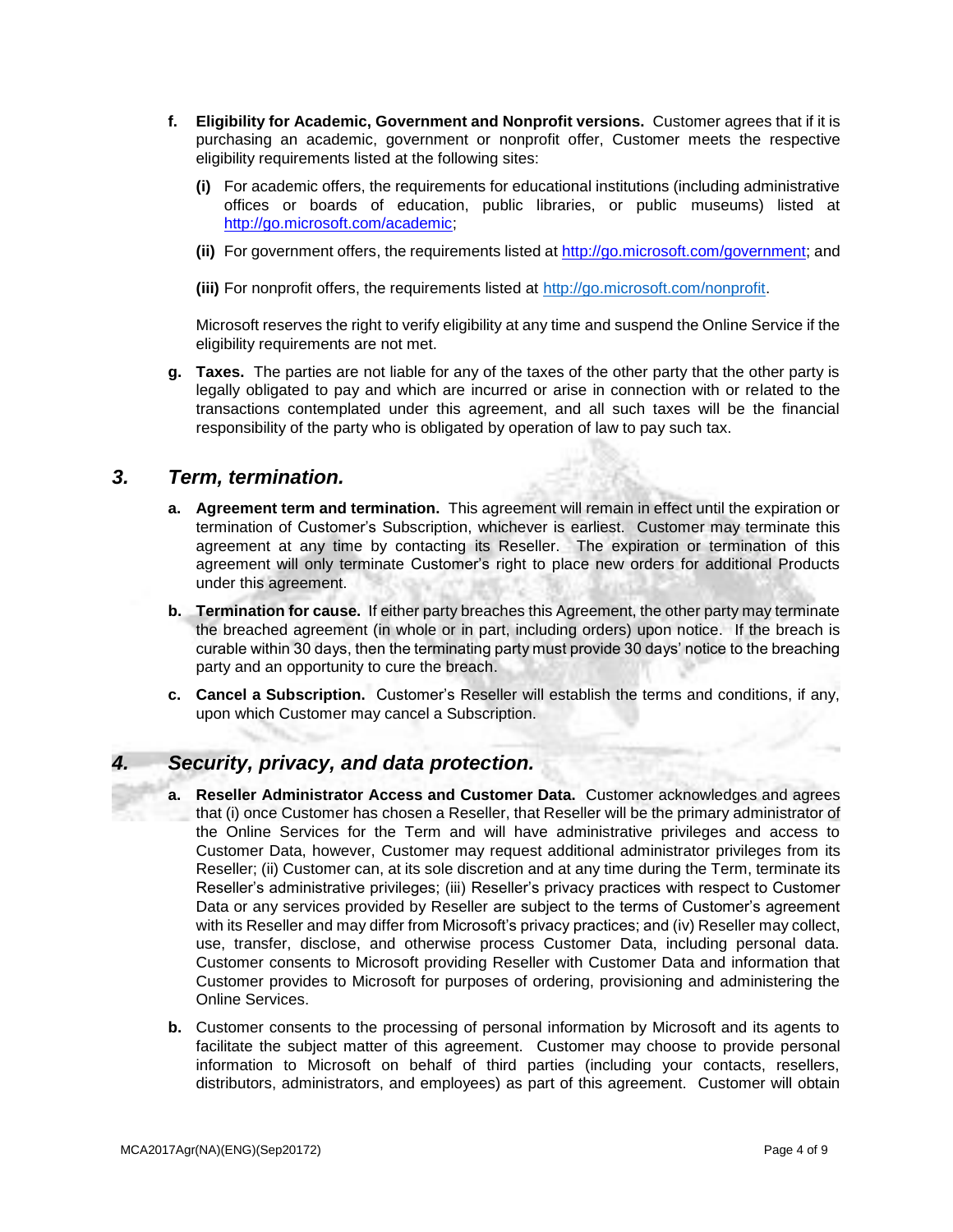**f. Eligibility for Academic, Government and Nonprofit versions.** Customer agrees that if it is purchasing an academic, government or nonprofit offer, Customer meets the respective eligibility requirements listed at the following sites:

**(i)** For academic offers, the requirements for educational institutions (including administrative offices or boards of education, public libraries, or public museums) listed at http://go.microsoft.com/academic;

**(ii)** For government offers, the requirements listed at http://go.microsoft.com/government; and

**(iii)** For nonprofit offers, the requirements listed at http://go.microsoft.com/nonprofit.

Microsoft reserves the right to verify eligibility at any time and suspend the Online Service if the eligibility requirements are not met.

**g. Taxes.** The parties are not liable for any of the taxes of the other party that the other party is legally obligated to pay and which are incurred or arise in connection with or related to the transactions contemplated under this agreement, and all such taxes will be the financial responsibility of the party who is obligated by operation of law to pay such tax.

## *3. Term, termination.*

**a. Agreement term and termination.** This agreement will remain in effect until the expiration or termination of Customer's Subscription, whichever is earliest. Customer may terminate this agreement at any time by contacting its Reseller. The expiration or termination of this agreement will only terminate Customer's right to place new orders for additional Products under this agreement.

**b. Termination for cause.** If either party breaches this Agreement, the other party may terminate the breached agreement (in whole or in part, including orders) upon notice. If the breach is curable within 30 days, then the terminating party must provide 30 days' notice to the breaching party and an opportunity to cure the breach.

**c. Cancel a Subscription.** Customer's Reseller will establish the terms and conditions, if any, upon which Customer may cancel a Subscription.

## *4. Security, privacy, and data protection.*

**a. Reseller Administrator Access and Customer Data.** Customer acknowledges and agrees that (i) once Customer has chosen a Reseller, that Reseller will be the primary administrator of the Online Services for the Term and will have administrative privileges and access to Customer Data, however, Customer may request additional administrator privileges from its Reseller; (ii) Customer can, at its sole discretion and at any time during the Term, terminate its Reseller's administrative privileges; (iii) Reseller's privacy practices with respect to Customer Data or any services provided by Reseller are subject to the terms of Customer's agreement with its Reseller and may differ from Microsoft's privacy practices; and (iv) Reseller may collect, use, transfer, disclose, and otherwise process Customer Data, including personal data. Customer consents to Microsoft providing Reseller with Customer Data and information that Customer provides to Microsoft for purposes of ordering, provisioning and administering the Online Services.

**b.** Customer consents to the processing of personal information by Microsoft and its agents to facilitate the subject matter of this agreement. Customer may choose to provide personal information to Microsoft on behalf of third parties (including your contacts, resellers, distributors, administrators, and employees) as part of this agreement. Customer will obtain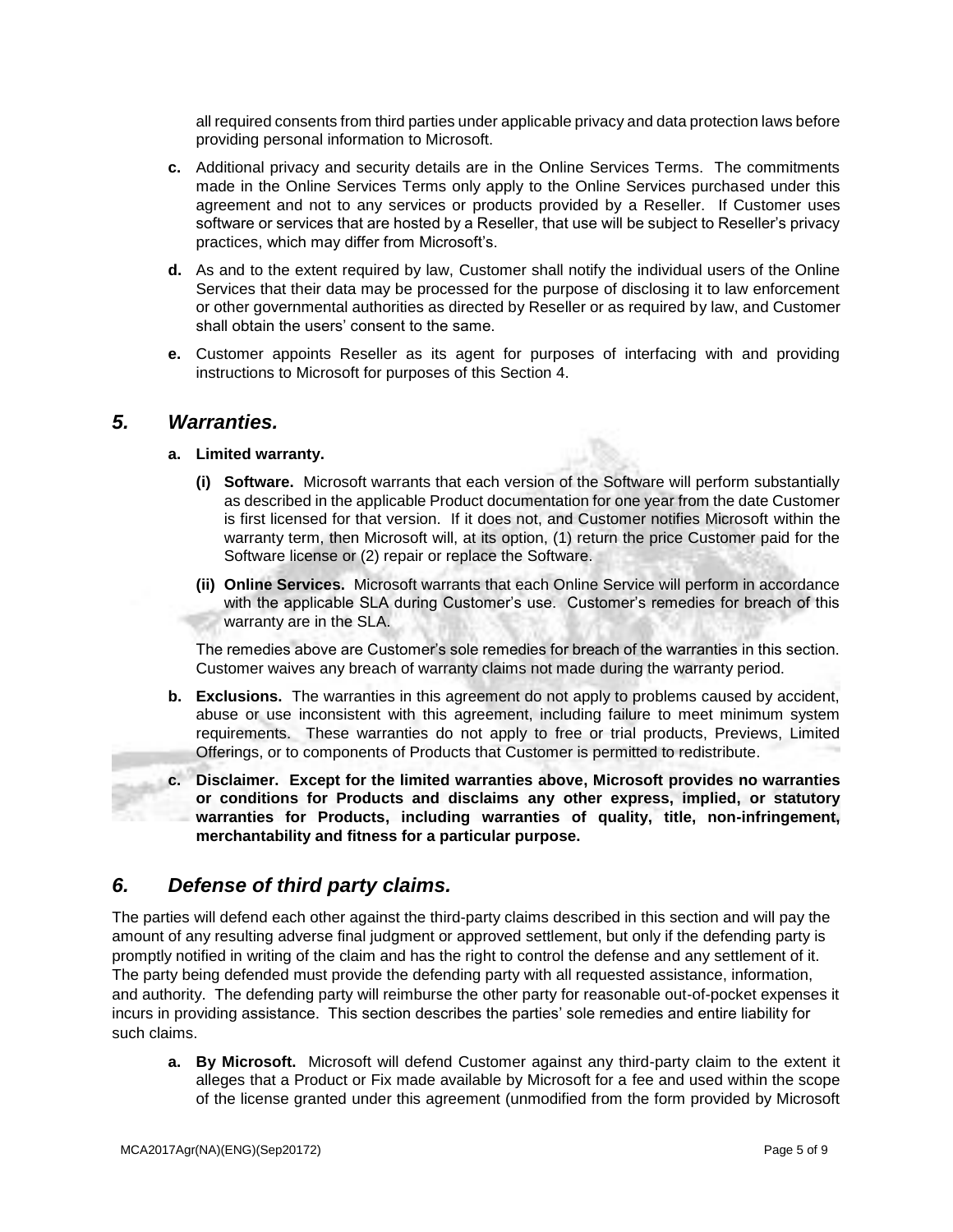all required consents from third parties under applicable privacy and data protection laws before providing personal information to Microsoft.

**c.** Additional privacy and security details are in the Online Services Terms. The commitments made in the Online Services Terms only apply to the Online Services purchased under this agreement and not to any services or products provided by a Reseller. If Customer uses software or services that are hosted by a Reseller, that use will be subject to Reseller's privacy practices, which may differ from Microsoft's.

**d.** As and to the extent required by law, Customer shall notify the individual users of the Online Services that their data may be processed for the purpose of disclosing it to law enforcement or other governmental authorities as directed by Reseller or as required by law, and Customer shall obtain the users' consent to the same.

**e.** Customer appoints Reseller as its agent for purposes of interfacing with and providing instructions to Microsoft for purposes of this Section 4.

## *5. Warranties.*

**a. Limited warranty.**

**(i) Software.** Microsoft warrants that each version of the Software will perform substantially as described in the applicable Product documentation for one year from the date Customer is first licensed for that version. If it does not, and Customer notifies Microsoft within the warranty term, then Microsoft will, at its option, (1) return the price Customer paid for the Software license or (2) repair or replace the Software.

**(ii) Online Services.** Microsoft warrants that each Online Service will perform in accordance with the applicable SLA during Customer's use. Customer's remedies for breach of this warranty are in the SLA.

The remedies above are Customer's sole remedies for breach of the warranties in this section. Customer waives any breach of warranty claims not made during the warranty period.

**b. Exclusions.** The warranties in this agreement do not apply to problems caused by accident, abuse or use inconsistent with this agreement, including failure to meet minimum system requirements. These warranties do not apply to free or trial products, Previews, Limited Offerings, or to components of Products that Customer is permitted to redistribute.

**c. Disclaimer. Except for the limited warranties above, Microsoft provides no warranties or conditions for Products and disclaims any other express, implied, or statutory warranties for Products, including warranties of quality, title, non-infringement, merchantability and fitness for a particular purpose.**

## *6. Defense of third party claims.*

The parties will defend each other against the third-party claims described in this section and will pay the amount of any resulting adverse final judgment or approved settlement, but only if the defending party is promptly notified in writing of the claim and has the right to control the defense and any settlement of it. The party being defended must provide the defending party with all requested assistance, information, and authority. The defending party will reimburse the other party for reasonable out-of-pocket expenses it incurs in providing assistance. This section describes the parties' sole remedies and entire liability for such claims.

**a. By Microsoft.** Microsoft will defend Customer against any third-party claim to the extent it alleges that a Product or Fix made available by Microsoft for a fee and used within the scope of the license granted under this agreement (unmodified from the form provided by Microsoft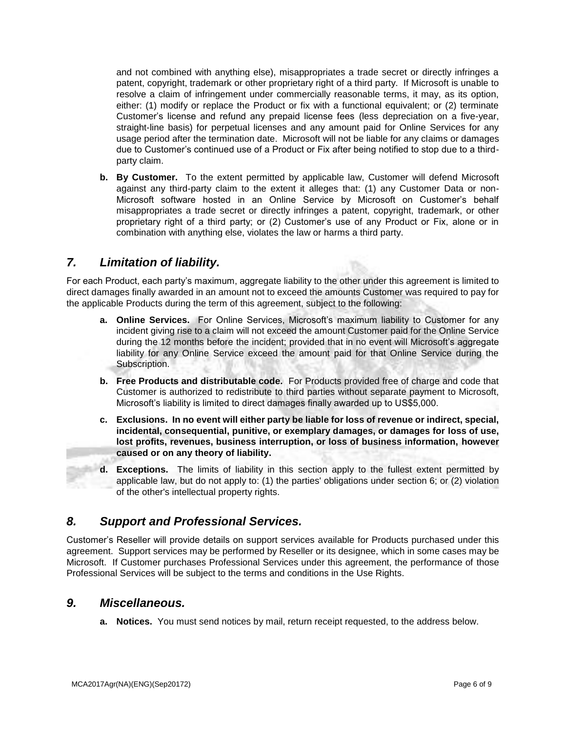and not combined with anything else), misappropriates a trade secret or directly infringes a patent, copyright, trademark or other proprietary right of a third party. If Microsoft is unable to resolve a claim of infringement under commercially reasonable terms, it may, as its option, either: (1) modify or replace the Product or fix with a functional equivalent; or (2) terminate Customer's license and refund any prepaid license fees (less depreciation on a five-year, straight-line basis) for perpetual licenses and any amount paid for Online Services for any usage period after the termination date. Microsoft will not be liable for any claims or damages due to Customer's continued use of a Product or Fix after being notified to stop due to a third-party claim.

**b. By Customer.** To the extent permitted by applicable law, Customer will defend Microsoft against any third-party claim to the extent it alleges that: (1) any Customer Data or non-Microsoft software hosted in an Online Service by Microsoft on Customer's behalf misappropriates a trade secret or directly infringes a patent, copyright, trademark, or other proprietary right of a third party; or (2) Customer's use of any Product or Fix, alone or in combination with anything else, violates the law or harms a third party.

## *7. Limitation of liability.*

For each Product, each party's maximum, aggregate liability to the other under this agreement is limited to direct damages finally awarded in an amount not to exceed the amounts Customer was required to pay for the applicable Products during the term of this agreement, subject to the following:

**a. Online Services.** For Online Services, Microsoft's maximum liability to Customer for any incident giving rise to a claim will not exceed the amount Customer paid for the Online Service during the 12 months before the incident; provided that in no event will Microsoft's aggregate liability for any Online Service exceed the amount paid for that Online Service during the Subscription.

**b. Free Products and distributable code.** For Products provided free of charge and code that Customer is authorized to redistribute to third parties without separate payment to Microsoft, Microsoft's liability is limited to direct damages finally awarded up to US$5,000.

**c. Exclusions. In no event will either party be liable for loss of revenue or indirect, special, incidental, consequential, punitive, or exemplary damages, or damages for loss of use, lost profits, revenues, business interruption, or loss of business information, however caused or on any theory of liability.**

**d. Exceptions.** The limits of liability in this section apply to the fullest extent permitted by applicable law, but do not apply to: (1) the parties' obligations under section 6; or (2) violation of the other's intellectual property rights.

## *8. Support and Professional Services.*

Customer's Reseller will provide details on support services available for Products purchased under this agreement. Support services may be performed by Reseller or its designee, which in some cases may be Microsoft. If Customer purchases Professional Services under this agreement, the performance of those Professional Services will be subject to the terms and conditions in the Use Rights.

## *9. Miscellaneous.*

**a. Notices.** You must send notices by mail, return receipt requested, to the address below.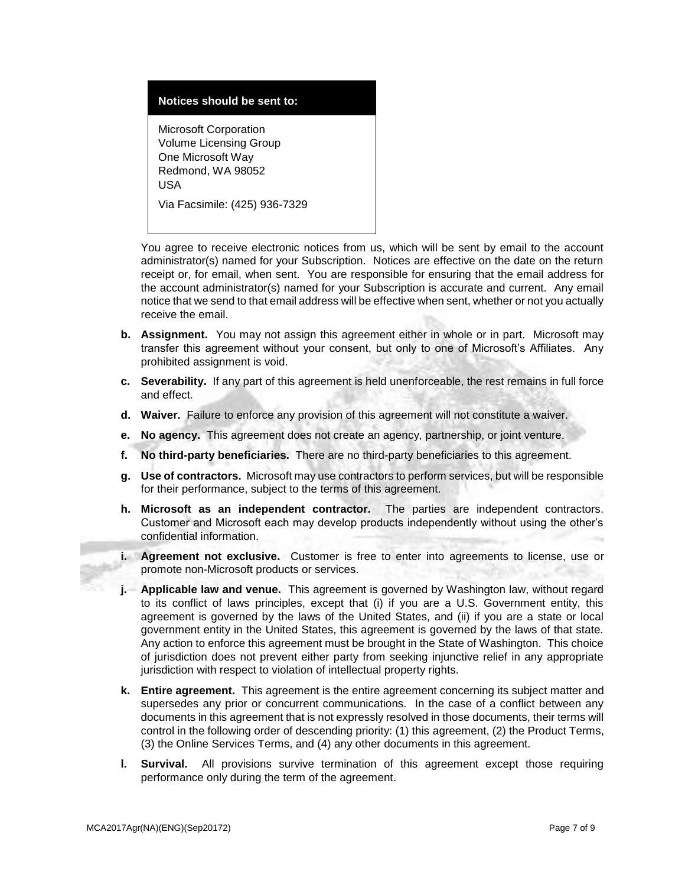**Notices should be sent to:**

Microsoft Corporation
Volume Licensing Group
One Microsoft Way
Redmond, WA 98052
USA

Via Facsimile: (425) 936-7329

You agree to receive electronic notices from us, which will be sent by email to the account administrator(s) named for your Subscription. Notices are effective on the date on the return receipt or, for email, when sent. You are responsible for ensuring that the email address for the account administrator(s) named for your Subscription is accurate and current. Any email notice that we send to that email address will be effective when sent, whether or not you actually receive the email.

**b. Assignment.** You may not assign this agreement either in whole or in part. Microsoft may transfer this agreement without your consent, but only to one of Microsoft's Affiliates. Any prohibited assignment is void.

**c. Severability.** If any part of this agreement is held unenforceable, the rest remains in full force and effect.

**d. Waiver.** Failure to enforce any provision of this agreement will not constitute a waiver.

**e. No agency.** This agreement does not create an agency, partnership, or joint venture.

**f. No third-party beneficiaries.** There are no third-party beneficiaries to this agreement.

**g. Use of contractors.** Microsoft may use contractors to perform services, but will be responsible for their performance, subject to the terms of this agreement.

**h. Microsoft as an independent contractor.** The parties are independent contractors. Customer and Microsoft each may develop products independently without using the other's confidential information.

**i. Agreement not exclusive.** Customer is free to enter into agreements to license, use or promote non-Microsoft products or services.

**j. Applicable law and venue.** This agreement is governed by Washington law, without regard to its conflict of laws principles, except that (i) if you are a U.S. Government entity, this agreement is governed by the laws of the United States, and (ii) if you are a state or local government entity in the United States, this agreement is governed by the laws of that state. Any action to enforce this agreement must be brought in the State of Washington. This choice of jurisdiction does not prevent either party from seeking injunctive relief in any appropriate jurisdiction with respect to violation of intellectual property rights.

**k. Entire agreement.** This agreement is the entire agreement concerning its subject matter and supersedes any prior or concurrent communications. In the case of a conflict between any documents in this agreement that is not expressly resolved in those documents, their terms will control in the following order of descending priority: (1) this agreement, (2) the Product Terms, (3) the Online Services Terms, and (4) any other documents in this agreement.

**l. Survival.** All provisions survive termination of this agreement except those requiring performance only during the term of the agreement.

MCA2017Agr(NA)(ENG)(Sep20172)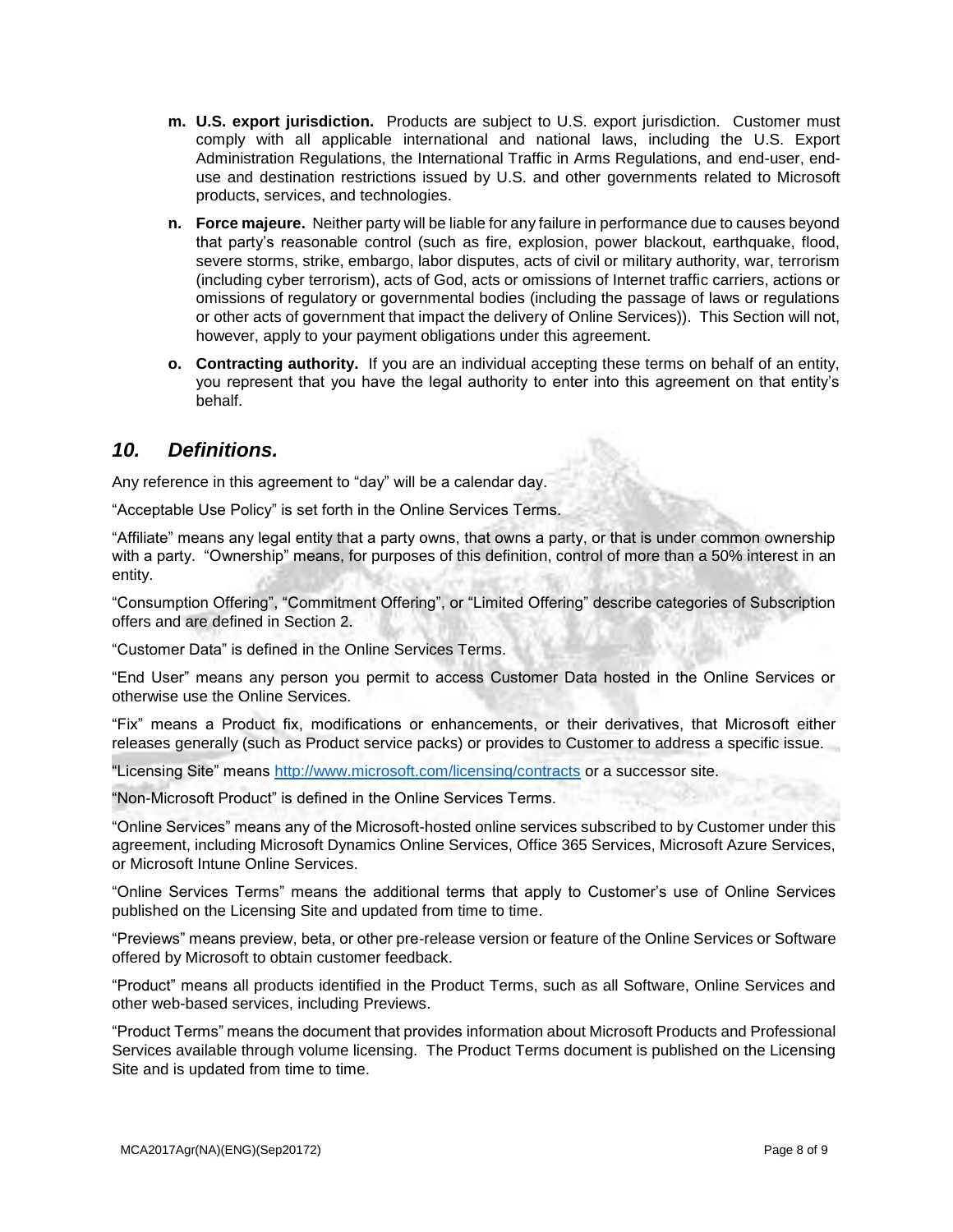- **m. U.S. export jurisdiction.** Products are subject to U.S. export jurisdiction. Customer must comply with all applicable international and national laws, including the U.S. Export Administration Regulations, the International Traffic in Arms Regulations, and end-user, end-use and destination restrictions issued by U.S. and other governments related to Microsoft products, services, and technologies.
- **n. Force majeure.** Neither party will be liable for any failure in performance due to causes beyond that party's reasonable control (such as fire, explosion, power blackout, earthquake, flood, severe storms, strike, embargo, labor disputes, acts of civil or military authority, war, terrorism (including cyber terrorism), acts of God, acts or omissions of Internet traffic carriers, actions or omissions of regulatory or governmental bodies (including the passage of laws or regulations or other acts of government that impact the delivery of Online Services)). This Section will not, however, apply to your payment obligations under this agreement.
- **o. Contracting authority.** If you are an individual accepting these terms on behalf of an entity, you represent that you have the legal authority to enter into this agreement on that entity's behalf.

## *10. Definitions.*

Any reference in this agreement to "day" will be a calendar day.

"Acceptable Use Policy" is set forth in the Online Services Terms.

"Affiliate" means any legal entity that a party owns, that owns a party, or that is under common ownership with a party. "Ownership" means, for purposes of this definition, control of more than a 50% interest in an entity.

"Consumption Offering", "Commitment Offering", or "Limited Offering" describe categories of Subscription offers and are defined in Section 2.

"Customer Data" is defined in the Online Services Terms.

"End User" means any person you permit to access Customer Data hosted in the Online Services or otherwise use the Online Services.

"Fix" means a Product fix, modifications or enhancements, or their derivatives, that Microsoft either releases generally (such as Product service packs) or provides to Customer to address a specific issue.

"Licensing Site" means http://www.microsoft.com/licensing/contracts or a successor site.

"Non-Microsoft Product" is defined in the Online Services Terms.

"Online Services" means any of the Microsoft-hosted online services subscribed to by Customer under this agreement, including Microsoft Dynamics Online Services, Office 365 Services, Microsoft Azure Services, or Microsoft Intune Online Services.

"Online Services Terms" means the additional terms that apply to Customer's use of Online Services published on the Licensing Site and updated from time to time.

"Previews" means preview, beta, or other pre-release version or feature of the Online Services or Software offered by Microsoft to obtain customer feedback.

"Product" means all products identified in the Product Terms, such as all Software, Online Services and other web-based services, including Previews.

"Product Terms" means the document that provides information about Microsoft Products and Professional Services available through volume licensing. The Product Terms document is published on the Licensing Site and is updated from time to time.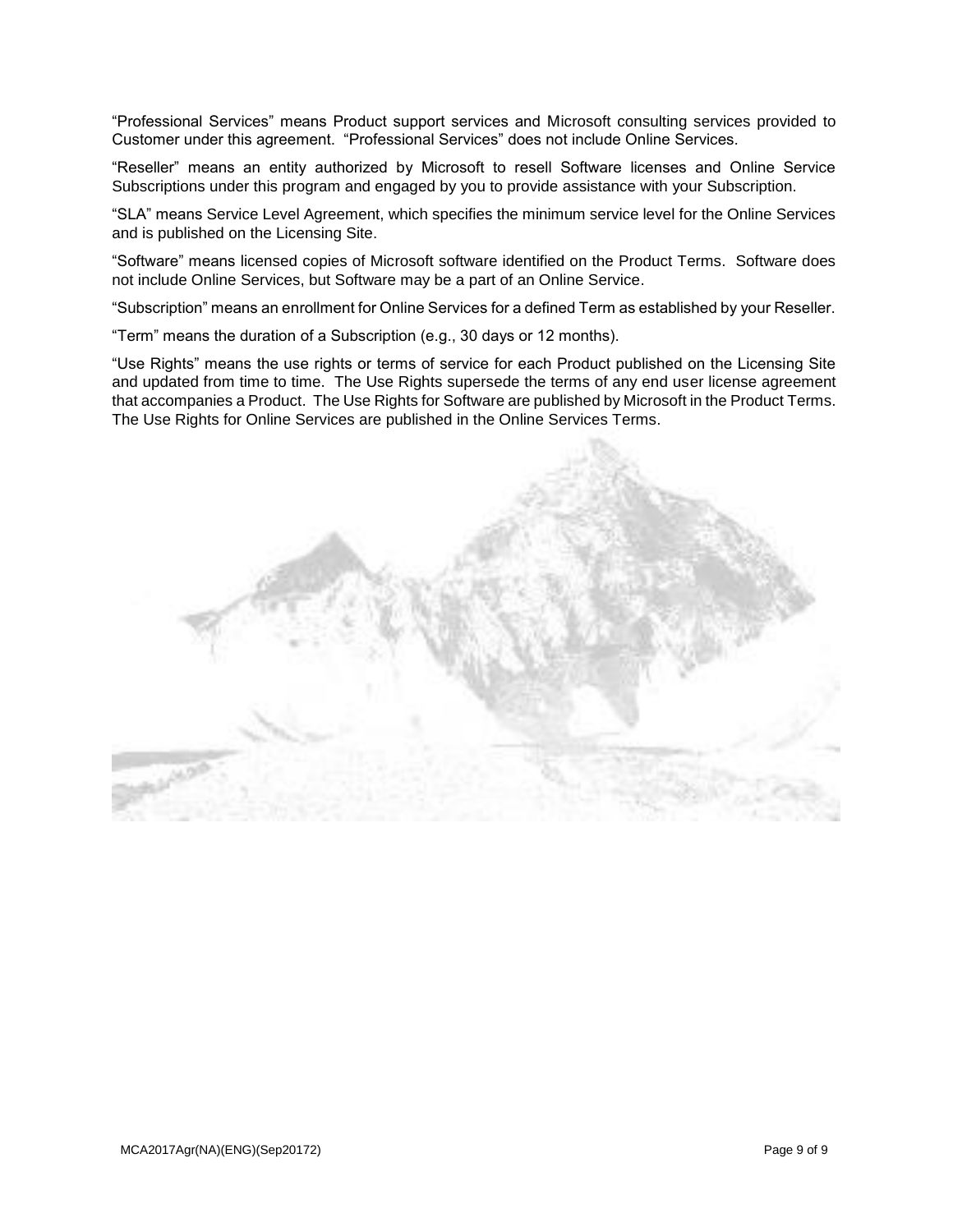"Professional Services" means Product support services and Microsoft consulting services provided to Customer under this agreement. "Professional Services" does not include Online Services.

"Reseller" means an entity authorized by Microsoft to resell Software licenses and Online Service Subscriptions under this program and engaged by you to provide assistance with your Subscription.

"SLA" means Service Level Agreement, which specifies the minimum service level for the Online Services and is published on the Licensing Site.

"Software" means licensed copies of Microsoft software identified on the Product Terms. Software does not include Online Services, but Software may be a part of an Online Service.

"Subscription" means an enrollment for Online Services for a defined Term as established by your Reseller.

"Term" means the duration of a Subscription (e.g., 30 days or 12 months).

"Use Rights" means the use rights or terms of service for each Product published on the Licensing Site and updated from time to time. The Use Rights supersede the terms of any end user license agreement that accompanies a Product. The Use Rights for Software are published by Microsoft in the Product Terms. The Use Rights for Online Services are published in the Online Services Terms.